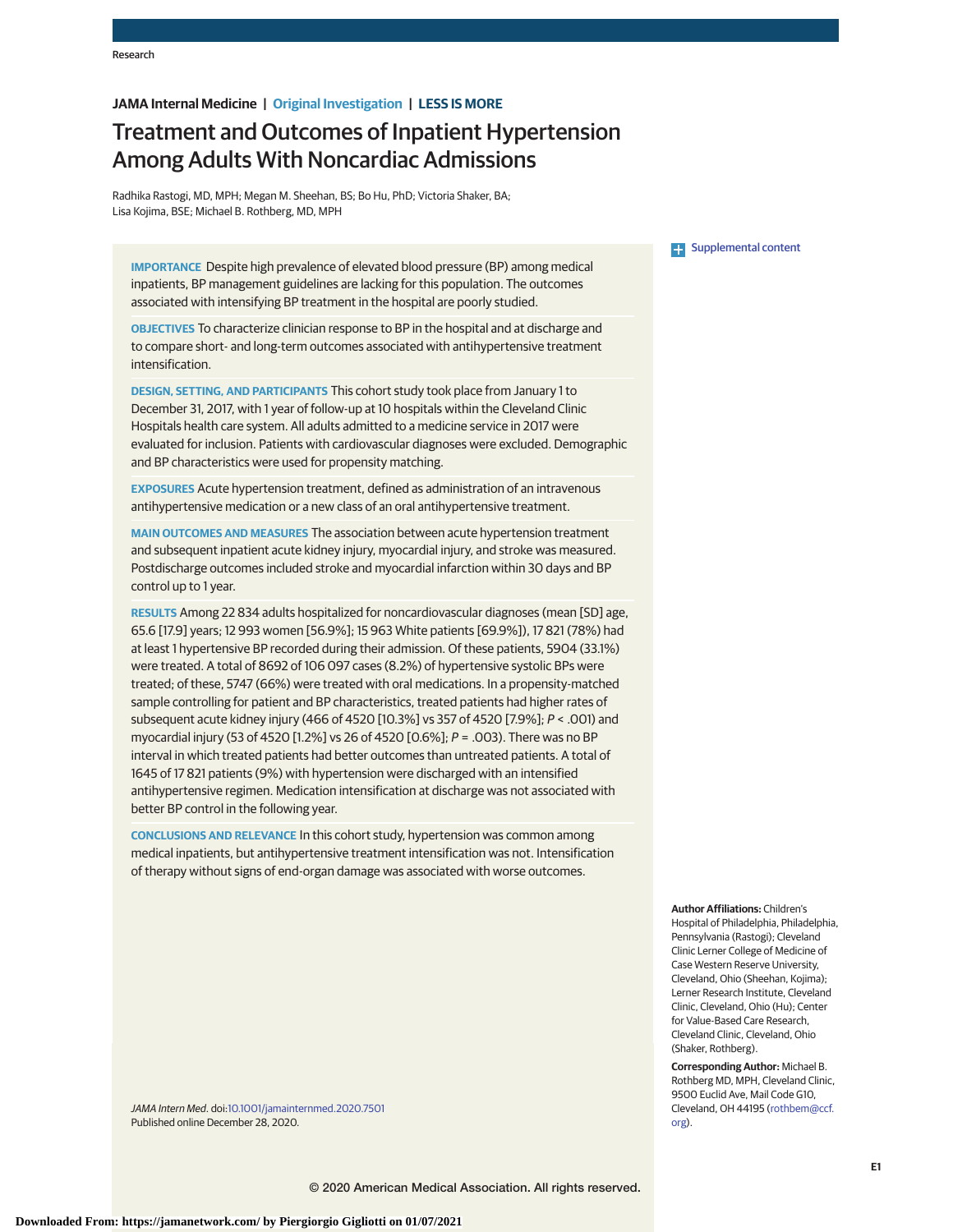JAMA Internal Medicine | Original Investigation | LESS IS MORE

# Treatment and Outcomes of Inpatient Hypertension Among Adults With Noncardiac Admissions

Radhika Rastogi, MD, MPH; Megan M. Sheehan, BS; Bo Hu, PhD; Victoria Shaker, BA; Lisa Kojima, BSE; Michael B. Rothberg, MD, MPH

Supplemental content

**IMPORTANCE** Despite high prevalence of elevated blood pressure (BP) among medical inpatients, BP management guidelines are lacking for this population. The outcomes associated with intensifying BP treatment in the hospital are poorly studied.

**OBJECTIVES** To characterize clinician response to BP in the hospital and at discharge and to compare short- and long-term outcomes associated with antihypertensive treatment intensification.

**DESIGN, SETTING, AND PARTICIPANTS** This cohort study took place from January 1 to December 31, 2017, with 1 year of follow-up at 10 hospitals within the Cleveland Clinic Hospitals health care system. All adults admitted to a medicine service in 2017 were evaluated for inclusion. Patients with cardiovascular diagnoses were excluded. Demographic and BP characteristics were used for propensity matching.

**EXPOSURES** Acute hypertension treatment, defined as administration of an intravenous antihypertensive medication or a new class of an oral antihypertensive treatment.

**MAIN OUTCOMES AND MEASURES** The association between acute hypertension treatment and subsequent inpatient acute kidney injury, myocardial injury, and stroke was measured. Postdischarge outcomes included stroke and myocardial infarction within 30 days and BP control up to 1 year.

**RESULTS** Among 22 834 adults hospitalized for noncardiovascular diagnoses (mean [SD] age, 65.6 [17.9] years; 12 993 women [56.9%]; 15 963 White patients [69.9%]), 17 821 (78%) had at least 1 hypertensive BP recorded during their admission. Of these patients, 5904 (33.1%) were treated. A total of 8692 of 106 097 cases (8.2%) of hypertensive systolic BPs were treated; of these, 5747 (66%) were treated with oral medications. In a propensity-matched sample controlling for patient and BP characteristics, treated patients had higher rates of subsequent acute kidney injury (466 of 4520 [10.3%] vs 357 of 4520 [7.9%]; $P < .001$) and myocardial injury (53 of 4520 [1.2%] vs 26 of 4520 [0.6%]; $P = .003$). There was no BP interval in which treated patients had better outcomes than untreated patients. A total of 1645 of 17 821 patients (9%) with hypertension were discharged with an intensified antihypertensive regimen. Medication intensification at discharge was not associated with better BP control in the following year.

**CONCLUSIONS AND RELEVANCE** In this cohort study, hypertension was common among medical inpatients, but antihypertensive treatment intensification was not. Intensification of therapy without signs of end-organ damage was associated with worse outcomes.

*JAMA Intern Med.* doi:10.1001/jamainternmed.2020.7501
Published online December 28, 2020.

**Author Affiliations:** Children's Hospital of Philadelphia, Philadelphia, Pennsylvania (Rastogi); Cleveland Clinic Lerner College of Medicine of Case Western Reserve University, Cleveland, Ohio (Sheehan, Kojima); Lerner Research Institute, Cleveland Clinic, Cleveland, Ohio (Hu); Center for Value-Based Care Research, Cleveland Clinic, Cleveland, Ohio (Shaker, Rothberg).

**Corresponding Author:** Michael B. Rothberg MD, MPH, Cleveland Clinic, 9500 Euclid Ave, Mail Code G10, Cleveland, OH 44195 (rothbem@ccf.org).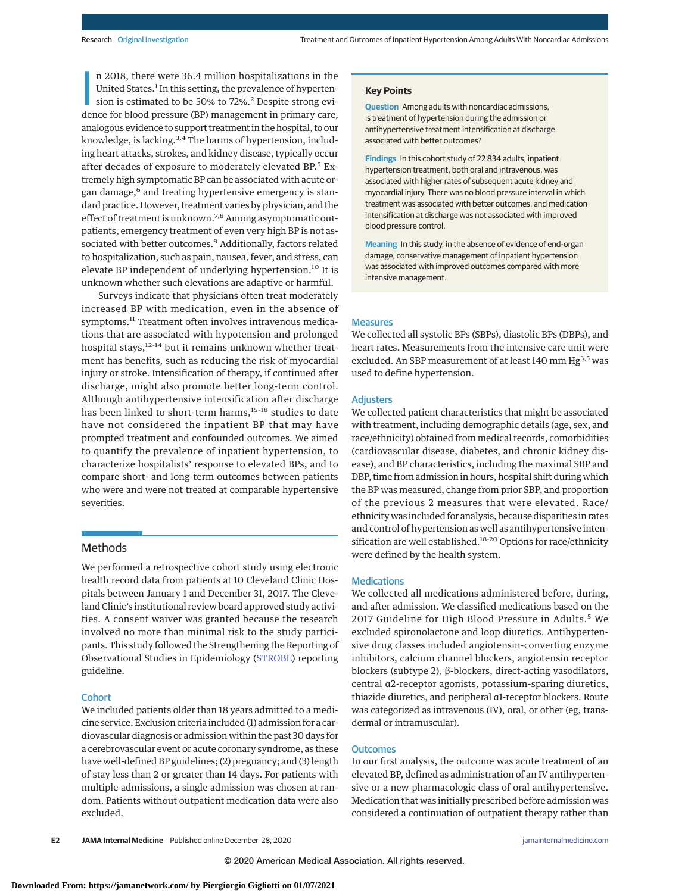In 2018, there were 36.4 million hospitalizations in the United States.[1] In this setting, the prevalence of hypertension is estimated to be 50% to 72%.[2] Despite strong evidence for blood pressure (BP) management in primary care, analogous evidence to support treatment in the hospital, to our knowledge, is lacking.[3,4] The harms of hypertension, including heart attacks, strokes, and kidney disease, typically occur after decades of exposure to moderately elevated BP.[5] Extremely high symptomatic BP can be associated with acute organ damage,[6] and treating hypertensive emergency is standard practice. However, treatment varies by physician, and the effect of treatment is unknown.[7,8] Among asymptomatic outpatients, emergency treatment of even very high BP is not associated with better outcomes.[9] Additionally, factors related to hospitalization, such as pain, nausea, fever, and stress, can elevate BP independent of underlying hypertension.[10] It is unknown whether such elevations are adaptive or harmful.

Surveys indicate that physicians often treat moderately increased BP with medication, even in the absence of symptoms.[11] Treatment often involves intravenous medications that are associated with hypotension and prolonged hospital stays,[12-14] but it remains unknown whether treatment has benefits, such as reducing the risk of myocardial injury or stroke. Intensification of therapy, if continued after discharge, might also promote better long-term control. Although antihypertensive intensification after discharge has been linked to short-term harms,[15-18] studies to date have not considered the inpatient BP that may have prompted treatment and confounded outcomes. We aimed to quantify the prevalence of inpatient hypertension, to characterize hospitalists' response to elevated BPs, and to compare short- and long-term outcomes between patients who were and were not treated at comparable hypertensive severities.

## Key Points

**Question** Among adults with noncardiac admissions, is treatment of hypertension during the admission or antihypertensive treatment intensification at discharge associated with better outcomes?

**Findings** In this cohort study of 22 834 adults, inpatient hypertension treatment, both oral and intravenous, was associated with higher rates of subsequent acute kidney and myocardial injury. There was no blood pressure interval in which treatment was associated with better outcomes, and medication intensification at discharge was not associated with improved blood pressure control.

**Meaning** In this study, in the absence of evidence of end-organ damage, conservative management of inpatient hypertension was associated with improved outcomes compared with more intensive management.

## Methods

We performed a retrospective cohort study using electronic health record data from patients at 10 Cleveland Clinic Hospitals between January 1 and December 31, 2017. The Cleveland Clinic's institutional review board approved study activities. A consent waiver was granted because the research involved no more than minimal risk to the study participants. This study followed the Strengthening the Reporting of Observational Studies in Epidemiology (STROBE) reporting guideline.

### Cohort

We included patients older than 18 years admitted to a medicine service. Exclusion criteria included (1) admission for a cardiovascular diagnosis or admission within the past 30 days for a cerebrovascular event or acute coronary syndrome, as these have well-defined BP guidelines; (2) pregnancy; and (3) length of stay less than 2 or greater than 14 days. For patients with multiple admissions, a single admission was chosen at random. Patients without outpatient medication data were also excluded.

### Measures

We collected all systolic BPs (SBPs), diastolic BPs (DBPs), and heart rates. Measurements from the intensive care unit were excluded. An SBP measurement of at least 140 mm Hg[3,5] was used to define hypertension.

### Adjusters

We collected patient characteristics that might be associated with treatment, including demographic details (age, sex, and race/ethnicity) obtained from medical records, comorbidities (cardiovascular disease, diabetes, and chronic kidney disease), and BP characteristics, including the maximal SBP and DBP, time from admission in hours, hospital shift during which the BP was measured, change from prior SBP, and proportion of the previous 2 measures that were elevated. Race/ethnicity was included for analysis, because disparities in rates and control of hypertension as well as antihypertensive intensification are well established.[18-20] Options for race/ethnicity were defined by the health system.

### Medications

We collected all medications administered before, during, and after admission. We classified medications based on the 2017 Guideline for High Blood Pressure in Adults.[5] We excluded spironolactone and loop diuretics. Antihypertensive drug classes included angiotensin-converting enzyme inhibitors, calcium channel blockers, angiotensin receptor blockers (subtype 2), β-blockers, direct-acting vasodilators, central α2-receptor agonists, potassium-sparing diuretics, thiazide diuretics, and peripheral α1-receptor blockers. Route was categorized as intravenous (IV), oral, or other (eg, transdermal or intramuscular).

### Outcomes

In our first analysis, the outcome was acute treatment of an elevated BP, defined as administration of an IV antihypertensive or a new pharmacologic class of oral antihypertensive. Medication that was initially prescribed before admission was considered a continuation of outpatient therapy rather than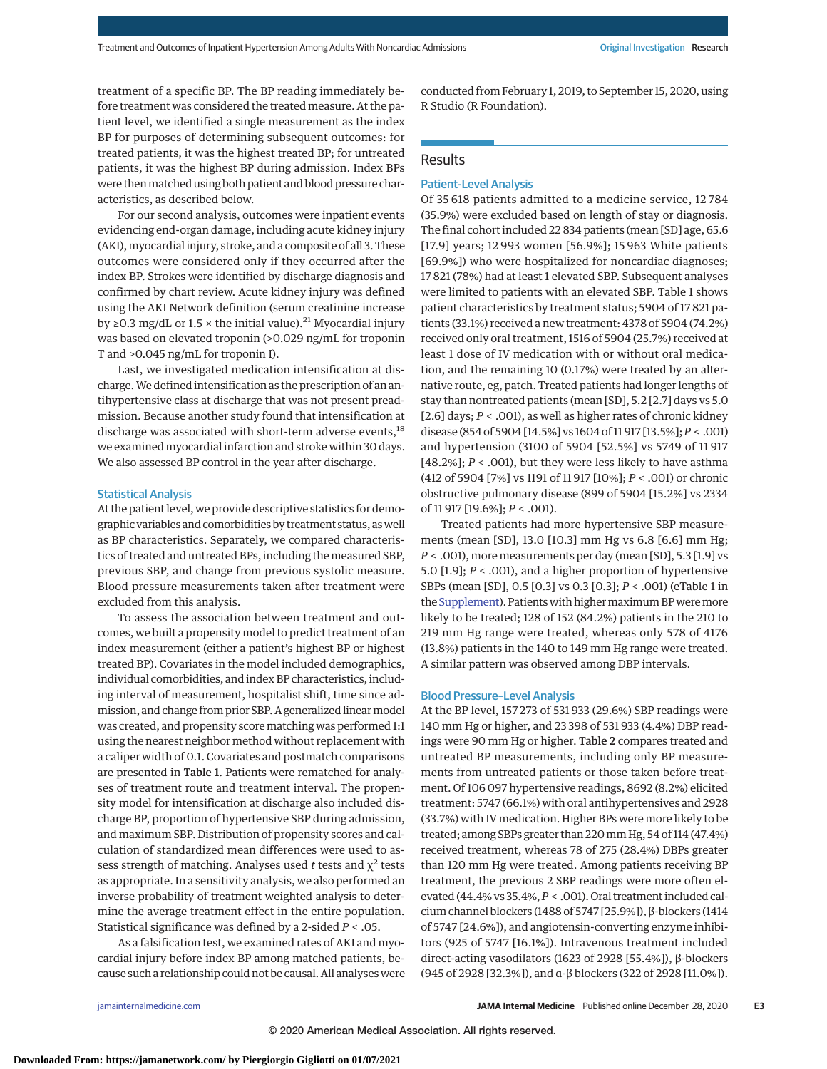treatment of a specific BP. The BP reading immediately before treatment was considered the treated measure. At the patient level, we identified a single measurement as the index BP for purposes of determining subsequent outcomes: for treated patients, it was the highest treated BP; for untreated patients, it was the highest BP during admission. Index BPs were then matched using both patient and blood pressure characteristics, as described below.

For our second analysis, outcomes were inpatient events evidencing end-organ damage, including acute kidney injury (AKI), myocardial injury, stroke, and a composite of all 3. These outcomes were considered only if they occurred after the index BP. Strokes were identified by discharge diagnosis and confirmed by chart review. Acute kidney injury was defined using the AKI Network definition (serum creatinine increase by ≥0.3 mg/dL or 1.5 × the initial value).[21] Myocardial injury was based on elevated troponin (>0.029 ng/mL for troponin T and >0.045 ng/mL for troponin I).

Last, we investigated medication intensification at discharge. We defined intensification as the prescription of an antihypertensive class at discharge that was not present preadmission. Because another study found that intensification at discharge was associated with short-term adverse events,[18] we examined myocardial infarction and stroke within 30 days. We also assessed BP control in the year after discharge.

### Statistical Analysis

At the patient level, we provide descriptive statistics for demographic variables and comorbidities by treatment status, as well as BP characteristics. Separately, we compared characteristics of treated and untreated BPs, including the measured SBP, previous SBP, and change from previous systolic measure. Blood pressure measurements taken after treatment were excluded from this analysis.

To assess the association between treatment and outcomes, we built a propensity model to predict treatment of an index measurement (either a patient's highest BP or highest treated BP). Covariates in the model included demographics, individual comorbidities, and index BP characteristics, including interval of measurement, hospitalist shift, time since admission, and change from prior SBP. A generalized linear model was created, and propensity score matching was performed 1:1 using the nearest neighbor method without replacement with a caliper width of 0.1. Covariates and postmatch comparisons are presented in **Table 1**. Patients were rematched for analyses of treatment route and treatment interval. The propensity model for intensification at discharge also included discharge BP, proportion of hypertensive SBP during admission, and maximum SBP. Distribution of propensity scores and calculation of standardized mean differences were used to assess strength of matching. Analyses used *t* tests and $\chi^2$ tests as appropriate. In a sensitivity analysis, we also performed an inverse probability of treatment weighted analysis to determine the average treatment effect in the entire population. Statistical significance was defined by a 2-sided *P* < .05.

As a falsification test, we examined rates of AKI and myocardial injury before index BP among matched patients, because such a relationship could not be causal. All analyses were conducted from February 1, 2019, to September 15, 2020, using R Studio (R Foundation).

## Results

### Patient-Level Analysis

Of 35 618 patients admitted to a medicine service, 12 784 (35.9%) were excluded based on length of stay or diagnosis. The final cohort included 22 834 patients (mean [SD] age, 65.6 [17.9] years; 12 993 women [56.9%]; 15 963 White patients [69.9%]) who were hospitalized for noncardiac diagnoses; 17 821 (78%) had at least 1 elevated SBP. Subsequent analyses were limited to patients with an elevated SBP. Table 1 shows patient characteristics by treatment status; 5904 of 17 821 patients (33.1%) received a new treatment: 4378 of 5904 (74.2%) received only oral treatment, 1516 of 5904 (25.7%) received at least 1 dose of IV medication with or without oral medication, and the remaining 10 (0.17%) were treated by an alternative route, eg, patch. Treated patients had longer lengths of stay than nontreated patients (mean [SD], 5.2 [2.7] days vs 5.0 [2.6] days; *P* < .001), as well as higher rates of chronic kidney disease (854 of 5904 [14.5%] vs 1604 of 11 917 [13.5%]; *P* < .001) and hypertension (3100 of 5904 [52.5%] vs 5749 of 11 917 [48.2%]; *P* < .001), but they were less likely to have asthma (412 of 5904 [7%] vs 1191 of 11 917 [10%]; *P* < .001) or chronic obstructive pulmonary disease (899 of 5904 [15.2%] vs 2334 of 11 917 [19.6%]; *P* < .001).

Treated patients had more hypertensive SBP measurements (mean [SD], 13.0 [10.3] mm Hg vs 6.8 [6.6] mm Hg; *P* < .001), more measurements per day (mean [SD], 5.3 [1.9] vs 5.0 [1.9]; *P* < .001), and a higher proportion of hypertensive SBPs (mean [SD], 0.5 [0.3] vs 0.3 [0.3]; *P* < .001) (eTable 1 in the Supplement). Patients with higher maximum BP were more likely to be treated; 128 of 152 (84.2%) patients in the 210 to 219 mm Hg range were treated, whereas only 578 of 4176 (13.8%) patients in the 140 to 149 mm Hg range were treated. A similar pattern was observed among DBP intervals.

### Blood Pressure–Level Analysis

At the BP level, 157 273 of 531 933 (29.6%) SBP readings were 140 mm Hg or higher, and 23 398 of 531 933 (4.4%) DBP readings were 90 mm Hg or higher. **Table 2** compares treated and untreated BP measurements, including only BP measurements from untreated patients or those taken before treatment. Of 106 097 hypertensive readings, 8692 (8.2%) elicited treatment: 5747 (66.1%) with oral antihypertensives and 2928 (33.7%) with IV medication. Higher BPs were more likely to be treated; among SBPs greater than 220 mm Hg, 54 of 114 (47.4%) received treatment, whereas 78 of 275 (28.4%) DBPs greater than 120 mm Hg were treated. Among patients receiving BP treatment, the previous 2 SBP readings were more often elevated (44.4% vs 35.4%, *P* < .001). Oral treatment included calcium channel blockers (1488 of 5747 [25.9%]), β-blockers (1414 of 5747 [24.6%]), and angiotensin-converting enzyme inhibitors (925 of 5747 [16.1%]). Intravenous treatment included direct-acting vasodilators (1623 of 2928 [55.4%]), β-blockers (945 of 2928 [32.3%]), and α-β blockers (322 of 2928 [11.0%]).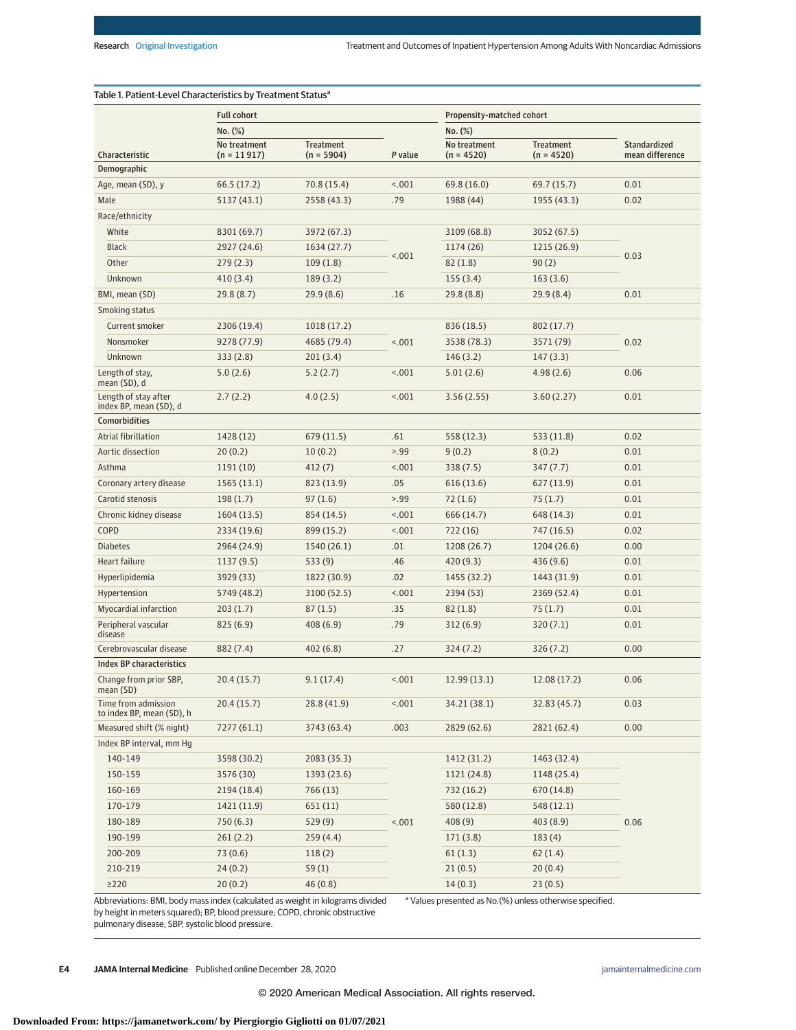Table 1. Patient-Level Characteristics by Treatment Status[a]

| Characteristic | Full cohort | | | Propensity-matched cohort | | |
|---|---|---|---|---|---|---|
| | No. (%) | | | No. (%) | | |
| | No treatment (n = 11 917) | Treatment (n = 5904) | P value | No treatment (n = 4520) | Treatment (n = 4520) | Standardized mean difference |
| **Demographic** | | | | | | |
| Age, mean (SD), y | 66.5 (17.2) | 70.8 (15.4) | <.001 | 69.8 (16.0) | 69.7 (15.7) | 0.01 |
| Male | 5137 (43.1) | 2558 (43.3) | .79 | 1988 (44) | 1955 (43.3) | 0.02 |
| Race/ethnicity | | | | | | |
| White | 8301 (69.7) | 3972 (67.3) | <.001 | 3109 (68.8) | 3052 (67.5) | 0.03 |
| Black | 2927 (24.6) | 1634 (27.7) | | 1174 (26) | 1215 (26.9) | |
| Other | 279 (2.3) | 109 (1.8) | | 82 (1.8) | 90 (2) | |
| Unknown | 410 (3.4) | 189 (3.2) | | 155 (3.4) | 163 (3.6) | |
| BMI, mean (SD) | 29.8 (8.7) | 29.9 (8.6) | .16 | 29.8 (8.8) | 29.9 (8.4) | 0.01 |
| Smoking status | | | | | | |
| Current smoker | 2306 (19.4) | 1018 (17.2) | <.001 | 836 (18.5) | 802 (17.7) | 0.02 |
| Nonsmoker | 9278 (77.9) | 4685 (79.4) | | 3538 (78.3) | 3571 (79) | |
| Unknown | 333 (2.8) | 201 (3.4) | | 146 (3.2) | 147 (3.3) | |
| Length of stay, mean (SD), d | 5.0 (2.6) | 5.2 (2.7) | <.001 | 5.01 (2.6) | 4.98 (2.6) | 0.06 |
| Length of stay after index BP, mean (SD), d | 2.7 (2.2) | 4.0 (2.5) | <.001 | 3.56 (2.55) | 3.60 (2.27) | 0.01 |
| **Comorbidities** | | | | | | |
| Atrial fibrillation | 1428 (12) | 679 (11.5) | .61 | 558 (12.3) | 533 (11.8) | 0.02 |
| Aortic dissection | 20 (0.2) | 10 (0.2) | >.99 | 9 (0.2) | 8 (0.2) | 0.01 |
| Asthma | 1191 (10) | 412 (7) | <.001 | 338 (7.5) | 347 (7.7) | 0.01 |
| Coronary artery disease | 1565 (13.1) | 823 (13.9) | .05 | 616 (13.6) | 627 (13.9) | 0.01 |
| Carotid stenosis | 198 (1.7) | 97 (1.6) | >.99 | 72 (1.6) | 75 (1.7) | 0.01 |
| Chronic kidney disease | 1604 (13.5) | 854 (14.5) | <.001 | 666 (14.7) | 648 (14.3) | 0.01 |
| COPD | 2334 (19.6) | 899 (15.2) | <.001 | 722 (16) | 747 (16.5) | 0.02 |
| Diabetes | 2964 (24.9) | 1540 (26.1) | .01 | 1208 (26.7) | 1204 (26.6) | 0.00 |
| Heart failure | 1137 (9.5) | 533 (9) | .46 | 420 (9.3) | 436 (9.6) | 0.01 |
| Hyperlipidemia | 3929 (33) | 1822 (30.9) | .02 | 1455 (32.2) | 1443 (31.9) | 0.01 |
| Hypertension | 5749 (48.2) | 3100 (52.5) | <.001 | 2394 (53) | 2369 (52.4) | 0.01 |
| Myocardial infarction | 203 (1.7) | 87 (1.5) | .35 | 82 (1.8) | 75 (1.7) | 0.01 |
| Peripheral vascular disease | 825 (6.9) | 408 (6.9) | .79 | 312 (6.9) | 320 (7.1) | 0.01 |
| Cerebrovascular disease | 882 (7.4) | 402 (6.8) | .27 | 324 (7.2) | 326 (7.2) | 0.00 |
| **Index BP characteristics** | | | | | | |
| Change from prior SBP, mean (SD) | 20.4 (15.7) | 9.1 (17.4) | <.001 | 12.99 (13.1) | 12.08 (17.2) | 0.06 |
| Time from admission to index BP, mean (SD), h | 20.4 (15.7) | 28.8 (41.9) | <.001 | 34.21 (38.1) | 32.83 (45.7) | 0.03 |
| Measured shift (% night) | 7277 (61.1) | 3743 (63.4) | .003 | 2829 (62.6) | 2821 (62.4) | 0.00 |
| Index BP interval, mm Hg | | | | | | |
| 140-149 | 3598 (30.2) | 2083 (35.3) | <.001 | 1412 (31.2) | 1463 (32.4) | 0.06 |
| 150-159 | 3576 (30) | 1393 (23.6) | | 1121 (24.8) | 1148 (25.4) | |
| 160-169 | 2194 (18.4) | 766 (13) | | 732 (16.2) | 670 (14.8) | |
| 170-179 | 1421 (11.9) | 651 (11) | | 580 (12.8) | 548 (12.1) | |
| 180-189 | 750 (6.3) | 529 (9) | | 408 (9) | 403 (8.9) | |
| 190-199 | 261 (2.2) | 259 (4.4) | | 171 (3.8) | 183 (4) | |
| 200-209 | 73 (0.6) | 118 (2) | | 61 (1.3) | 62 (1.4) | |
| 210-219 | 24 (0.2) | 59 (1) | | 21 (0.5) | 20 (0.4) | |
| ≥220 | 20 (0.2) | 46 (0.8) | | 14 (0.3) | 23 (0.5) | |

Abbreviations: BMI, body mass index (calculated as weight in kilograms divided by height in meters squared); BP, blood pressure; COPD, chronic obstructive pulmonary disease; SBP, systolic blood pressure.

[a] Values presented as No.(%) unless otherwise specified.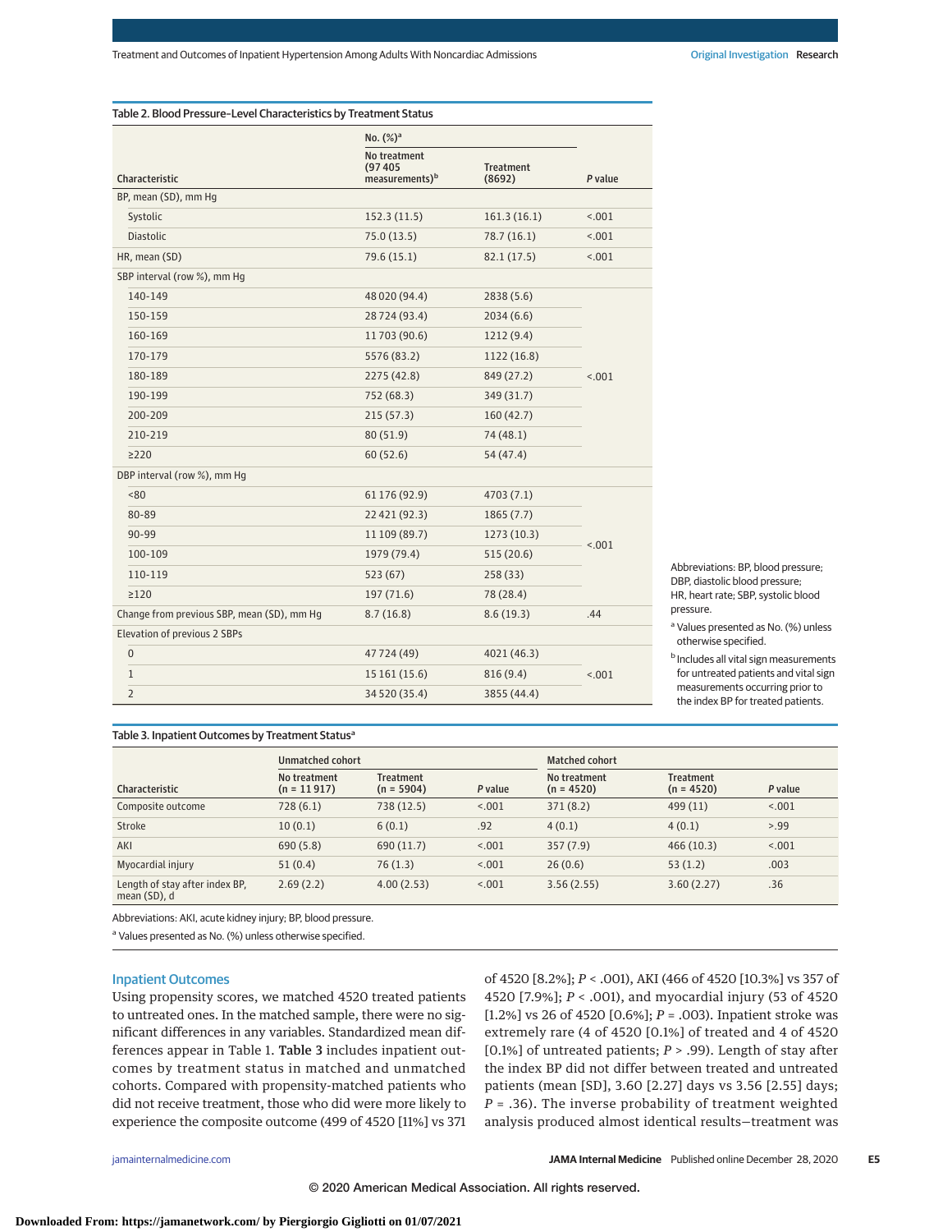**Table 2. Blood Pressure–Level Characteristics by Treatment Status**

| Characteristic | No. (%)[a] No treatment (97 405 measurements)[b] | Treatment (8692) | P value |
|---|---|---|---|
| BP, mean (SD), mm Hg | | | |
| Systolic | 152.3 (11.5) | 161.3 (16.1) | <.001 |
| Diastolic | 75.0 (13.5) | 78.7 (16.1) | <.001 |
| HR, mean (SD) | 79.6 (15.1) | 82.1 (17.5) | <.001 |
| SBP interval (row %), mm Hg | | | |
| 140-149 | 48 020 (94.4) | 2838 (5.6) | <.001 |
| 150-159 | 28 724 (93.4) | 2034 (6.6) | |
| 160-169 | 11 703 (90.6) | 1212 (9.4) | |
| 170-179 | 5576 (83.2) | 1122 (16.8) | |
| 180-189 | 2275 (42.8) | 849 (27.2) | |
| 190-199 | 752 (68.3) | 349 (31.7) | |
| 200-209 | 215 (57.3) | 160 (42.7) | |
| 210-219 | 80 (51.9) | 74 (48.1) | |
| ≥220 | 60 (52.6) | 54 (47.4) | |
| DBP interval (row %), mm Hg | | | |
| <80 | 61 176 (92.9) | 4703 (7.1) | <.001 |
| 80-89 | 22 421 (92.3) | 1865 (7.7) | |
| 90-99 | 11 109 (89.7) | 1273 (10.3) | |
| 100-109 | 1979 (79.4) | 515 (20.6) | |
| 110-119 | 523 (67) | 258 (33) | |
| ≥120 | 197 (71.6) | 78 (28.4) | |
| Change from previous SBP, mean (SD), mm Hg | 8.7 (16.8) | 8.6 (19.3) | .44 |
| Elevation of previous 2 SBPs | | | |
| 0 | 47 724 (49) | 4021 (46.3) | <.001 |
| 1 | 15 161 (15.6) | 816 (9.4) | |
| 2 | 34 520 (35.4) | 3855 (44.4) | |

Abbreviations: BP, blood pressure; DBP, diastolic blood pressure; HR, heart rate; SBP, systolic blood pressure.

[a] Values presented as No. (%) unless otherwise specified.

[b] Includes all vital sign measurements for untreated patients and vital sign measurements occurring prior to the index BP for treated patients.

**Table 3. Inpatient Outcomes by Treatment Status**[a]

| Characteristic | Unmatched cohort | | | Matched cohort | | |
|---|---|---|---|---|---|---|
| | No treatment (n = 11 917) | Treatment (n = 5904) | P value | No treatment (n = 4520) | Treatment (n = 4520) | P value |
| Composite outcome | 728 (6.1) | 738 (12.5) | <.001 | 371 (8.2) | 499 (11) | <.001 |
| Stroke | 10 (0.1) | 6 (0.1) | .92 | 4 (0.1) | 4 (0.1) | >.99 |
| AKI | 690 (5.8) | 690 (11.7) | <.001 | 357 (7.9) | 466 (10.3) | <.001 |
| Myocardial injury | 51 (0.4) | 76 (1.3) | <.001 | 26 (0.6) | 53 (1.2) | .003 |
| Length of stay after index BP, mean (SD), d | 2.69 (2.2) | 4.00 (2.53) | <.001 | 3.56 (2.55) | 3.60 (2.27) | .36 |

Abbreviations: AKI, acute kidney injury; BP, blood pressure.

[a] Values presented as No. (%) unless otherwise specified.

## Inpatient Outcomes

Using propensity scores, we matched 4520 treated patients to untreated ones. In the matched sample, there were no significant differences in any variables. Standardized mean differences appear in Table 1. **Table 3** includes inpatient outcomes by treatment status in matched and unmatched cohorts. Compared with propensity-matched patients who did not receive treatment, those who did were more likely to experience the composite outcome (499 of 4520 [11%] vs 371 of 4520 [8.2%]; *P* < .001), AKI (466 of 4520 [10.3%] vs 357 of 4520 [7.9%]; *P* < .001), and myocardial injury (53 of 4520 [1.2%] vs 26 of 4520 [0.6%]; *P* = .003). Inpatient stroke was extremely rare (4 of 4520 [0.1%] of treated and 4 of 4520 [0.1%] of untreated patients; *P* > .99). Length of stay after the index BP did not differ between treated and untreated patients (mean [SD], 3.60 [2.27] days vs 3.56 [2.55] days; *P* = .36). The inverse probability of treatment weighted analysis produced almost identical results—treatment was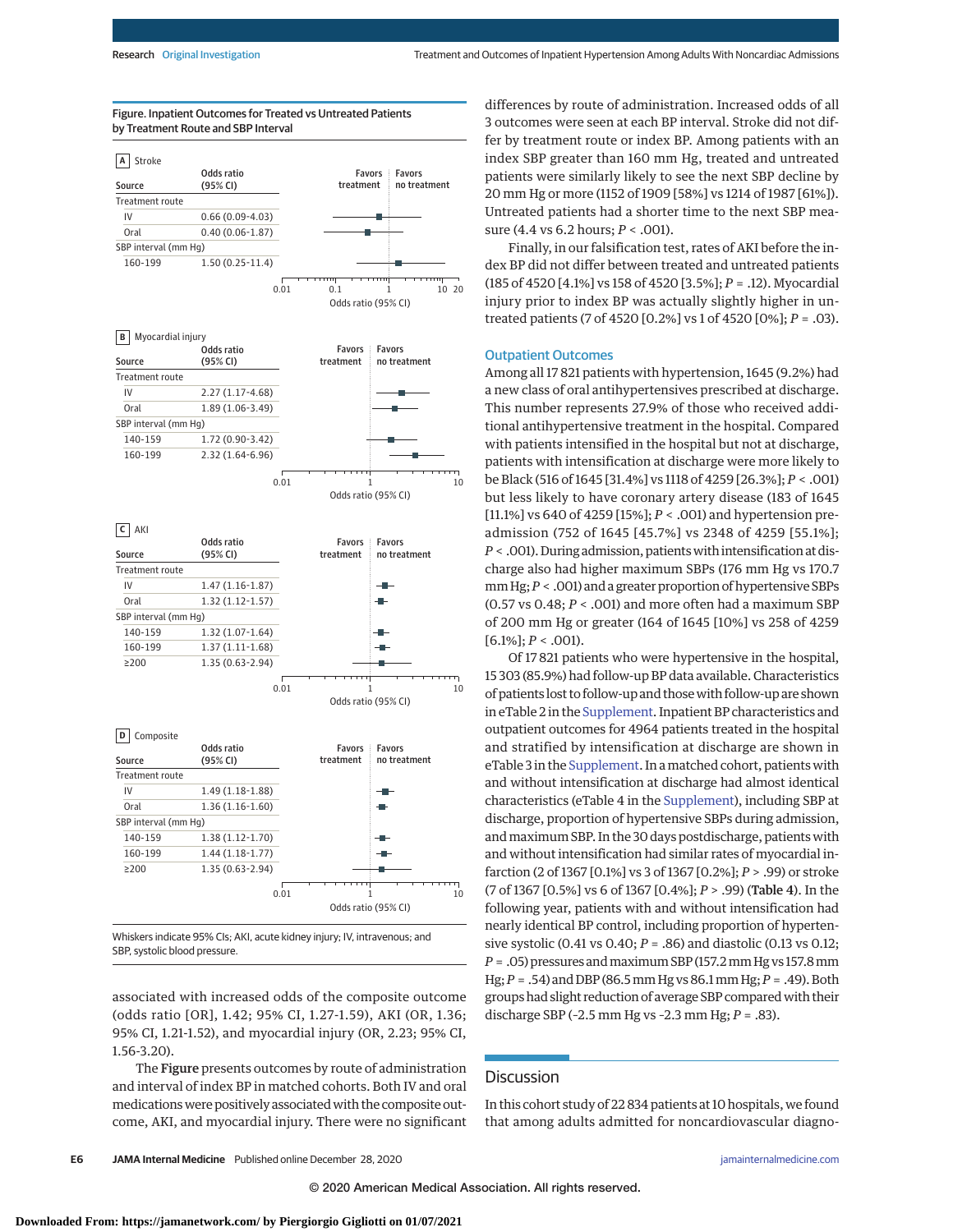Figure. Inpatient Outcomes for Treated vs Untreated Patients by Treatment Route and SBP Interval

**A** Stroke

| Source | Odds ratio (95% CI) |
|---|---|
| Treatment route | |
| IV | 0.66 (0.09-4.03) |
| Oral | 0.40 (0.06-1.87) |
| SBP interval (mm Hg) | |
| 160-199 | 1.50 (0.25-11.4) |

**B** Myocardial injury

| Source | Odds ratio (95% CI) |
|---|---|
| Treatment route | |
| IV | 2.27 (1.17-4.68) |
| Oral | 1.89 (1.06-3.49) |
| SBP interval (mm Hg) | |
| 140-159 | 1.72 (0.90-3.42) |
| 160-199 | 2.32 (1.64-6.96) |

**C** AKI

| Source | Odds ratio (95% CI) |
|---|---|
| Treatment route | |
| IV | 1.47 (1.16-1.87) |
| Oral | 1.32 (1.12-1.57) |
| SBP interval (mm Hg) | |
| 140-159 | 1.32 (1.07-1.64) |
| 160-199 | 1.37 (1.11-1.68) |
| ≥200 | 1.35 (0.63-2.94) |

**D** Composite

| Source | Odds ratio (95% CI) |
|---|---|
| Treatment route | |
| IV | 1.49 (1.18-1.88) |
| Oral | 1.36 (1.16-1.60) |
| SBP interval (mm Hg) | |
| 140-159 | 1.38 (1.12-1.70) |
| 160-199 | 1.44 (1.18-1.77) |
| ≥200 | 1.35 (0.63-2.94) |

Whiskers indicate 95% CIs; AKI, acute kidney injury; IV, intravenous; and SBP, systolic blood pressure.

associated with increased odds of the composite outcome (odds ratio [OR], 1.42; 95% CI, 1.27-1.59), AKI (OR, 1.36; 95% CI, 1.21-1.52), and myocardial injury (OR, 2.23; 95% CI, 1.56-3.20).

The **Figure** presents outcomes by route of administration and interval of index BP in matched cohorts. Both IV and oral medications were positively associated with the composite outcome, AKI, and myocardial injury. There were no significant differences by route of administration. Increased odds of all 3 outcomes were seen at each BP interval. Stroke did not differ by treatment route or index BP. Among patients with an index SBP greater than 160 mm Hg, treated and untreated patients were similarly likely to see the next SBP decline by 20 mm Hg or more (1152 of 1909 [58%] vs 1214 of 1987 [61%]). Untreated patients had a shorter time to the next SBP measure (4.4 vs 6.2 hours; $P < .001$).

Finally, in our falsification test, rates of AKI before the index BP did not differ between treated and untreated patients (185 of 4520 [4.1%] vs 158 of 4520 [3.5%]; $P = .12$). Myocardial injury prior to index BP was actually slightly higher in untreated patients (7 of 4520 [0.2%] vs 1 of 4520 [0%]; $P = .03$).

## Outpatient Outcomes

Among all 17 821 patients with hypertension, 1645 (9.2%) had a new class of oral antihypertensives prescribed at discharge. This number represents 27.9% of those who received additional antihypertensive treatment in the hospital. Compared with patients intensified in the hospital but not at discharge, patients with intensification at discharge were more likely to be Black (516 of 1645 [31.4%] vs 1118 of 4259 [26.3%]; $P < .001$) but less likely to have coronary artery disease (183 of 1645 [11.1%] vs 640 of 4259 [15%]; $P < .001$) and hypertension preadmission (752 of 1645 [45.7%] vs 2348 of 4259 [55.1%]; $P < .001$). During admission, patients with intensification at discharge also had higher maximum SBPs (176 mm Hg vs 170.7 mm Hg; $P < .001$) and a greater proportion of hypertensive SBPs (0.57 vs 0.48; $P < .001$) and more often had a maximum SBP of 200 mm Hg or greater (164 of 1645 [10%] vs 258 of 4259 [6.1%]; $P < .001$).

Of 17 821 patients who were hypertensive in the hospital, 15 303 (85.9%) had follow-up BP data available. Characteristics of patients lost to follow-up and those with follow-up are shown in eTable 2 in the Supplement. Inpatient BP characteristics and outpatient outcomes for 4964 patients treated in the hospital and stratified by intensification at discharge are shown in eTable 3 in the Supplement. In a matched cohort, patients with and without intensification at discharge had almost identical characteristics (eTable 4 in the Supplement), including SBP at discharge, proportion of hypertensive SBPs during admission, and maximum SBP. In the 30 days postdischarge, patients with and without intensification had similar rates of myocardial infarction (2 of 1367 [0.1%] vs 3 of 1367 [0.2%]; $P > .99$) or stroke (7 of 1367 [0.5%] vs 6 of 1367 [0.4%]; $P > .99$) (**Table 4**). In the following year, patients with and without intensification had nearly identical BP control, including proportion of hypertensive systolic (0.41 vs 0.40; $P = .86$) and diastolic (0.13 vs 0.12; $P = .05$) pressures and maximum SBP (157.2 mm Hg vs 157.8 mm Hg; $P = .54$) and DBP (86.5 mm Hg vs 86.1 mm Hg; $P = .49$). Both groups had slight reduction of average SBP compared with their discharge SBP (−2.5 mm Hg vs −2.3 mm Hg; $P = .83$).

## Discussion

In this cohort study of 22 834 patients at 10 hospitals, we found that among adults admitted for noncardiovascular diagno-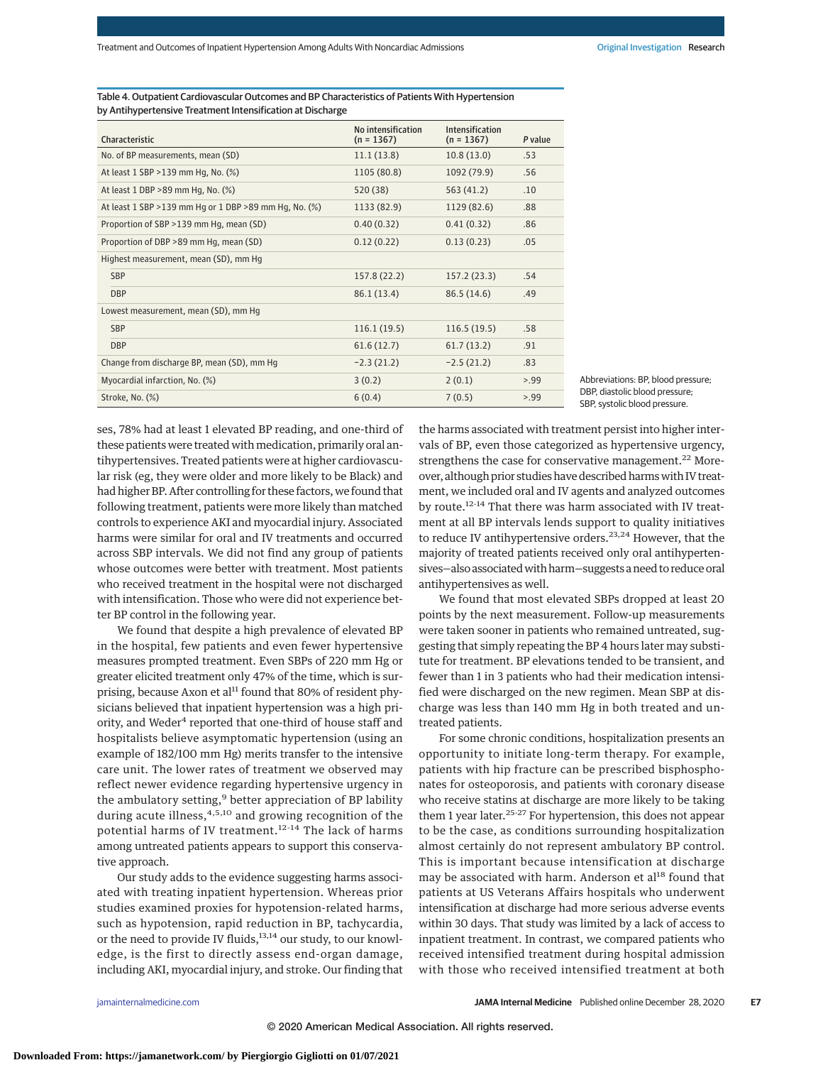Table 4. Outpatient Cardiovascular Outcomes and BP Characteristics of Patients With Hypertension by Antihypertensive Treatment Intensification at Discharge

| Characteristic | No intensification (n = 1367) | Intensification (n = 1367) | P value |
|---|---|---|---|
| No. of BP measurements, mean (SD) | 11.1 (13.8) | 10.8 (13.0) | .53 |
| At least 1 SBP >139 mm Hg, No. (%) | 1105 (80.8) | 1092 (79.9) | .56 |
| At least 1 DBP >89 mm Hg, No. (%) | 520 (38) | 563 (41.2) | .10 |
| At least 1 SBP >139 mm Hg or 1 DBP >89 mm Hg, No. (%) | 1133 (82.9) | 1129 (82.6) | .88 |
| Proportion of SBP >139 mm Hg, mean (SD) | 0.40 (0.32) | 0.41 (0.32) | .86 |
| Proportion of DBP >89 mm Hg, mean (SD) | 0.12 (0.22) | 0.13 (0.23) | .05 |
| Highest measurement, mean (SD), mm Hg | | | |
| SBP | 157.8 (22.2) | 157.2 (23.3) | .54 |
| DBP | 86.1 (13.4) | 86.5 (14.6) | .49 |
| Lowest measurement, mean (SD), mm Hg | | | |
| SBP | 116.1 (19.5) | 116.5 (19.5) | .58 |
| DBP | 61.6 (12.7) | 61.7 (13.2) | .91 |
| Change from discharge BP, mean (SD), mm Hg | −2.3 (21.2) | −2.5 (21.2) | .83 |
| Myocardial infarction, No. (%) | 3 (0.2) | 2 (0.1) | >.99 |
| Stroke, No. (%) | 6 (0.4) | 7 (0.5) | >.99 |

Abbreviations: BP, blood pressure; DBP, diastolic blood pressure; SBP, systolic blood pressure.

ses, 78% had at least 1 elevated BP reading, and one-third of these patients were treated with medication, primarily oral antihypertensives. Treated patients were at higher cardiovascular risk (eg, they were older and more likely to be Black) and had higher BP. After controlling for these factors, we found that following treatment, patients were more likely than matched controls to experience AKI and myocardial injury. Associated harms were similar for oral and IV treatments and occurred across SBP intervals. We did not find any group of patients whose outcomes were better with treatment. Most patients who received treatment in the hospital were not discharged with intensification. Those who were did not experience better BP control in the following year.

We found that despite a high prevalence of elevated BP in the hospital, few patients and even fewer hypertensive measures prompted treatment. Even SBPs of 220 mm Hg or greater elicited treatment only 47% of the time, which is surprising, because Axon et al[11] found that 80% of resident physicians believed that inpatient hypertension was a high priority, and Weder[4] reported that one-third of house staff and hospitalists believe asymptomatic hypertension (using an example of 182/100 mm Hg) merits transfer to the intensive care unit. The lower rates of treatment we observed may reflect newer evidence regarding hypertensive urgency in the ambulatory setting,[9] better appreciation of BP lability during acute illness,[4,5,10] and growing recognition of the potential harms of IV treatment.[12-14] The lack of harms among untreated patients appears to support this conservative approach.

Our study adds to the evidence suggesting harms associated with treating inpatient hypertension. Whereas prior studies examined proxies for hypotension-related harms, such as hypotension, rapid reduction in BP, tachycardia, or the need to provide IV fluids,[13,14] our study, to our knowledge, is the first to directly assess end-organ damage, including AKI, myocardial injury, and stroke. Our finding that the harms associated with treatment persist into higher intervals of BP, even those categorized as hypertensive urgency, strengthens the case for conservative management.[22] Moreover, although prior studies have described harms with IV treatment, we included oral and IV agents and analyzed outcomes by route.[12-14] That there was harm associated with IV treatment at all BP intervals lends support to quality initiatives to reduce IV antihypertensive orders.[23,24] However, that the majority of treated patients received only oral antihypertensives—also associated with harm—suggests a need to reduce oral antihypertensives as well.

We found that most elevated SBPs dropped at least 20 points by the next measurement. Follow-up measurements were taken sooner in patients who remained untreated, suggesting that simply repeating the BP 4 hours later may substitute for treatment. BP elevations tended to be transient, and fewer than 1 in 3 patients who had their medication intensified were discharged on the new regimen. Mean SBP at discharge was less than 140 mm Hg in both treated and untreated patients.

For some chronic conditions, hospitalization presents an opportunity to initiate long-term therapy. For example, patients with hip fracture can be prescribed bisphosphonates for osteoporosis, and patients with coronary disease who receive statins at discharge are more likely to be taking them 1 year later.[25-27] For hypertension, this does not appear to be the case, as conditions surrounding hospitalization almost certainly do not represent ambulatory BP control. This is important because intensification at discharge may be associated with harm. Anderson et al[18] found that patients at US Veterans Affairs hospitals who underwent intensification at discharge had more serious adverse events within 30 days. That study was limited by a lack of access to inpatient treatment. In contrast, we compared patients who received intensified treatment during hospital admission with those who received intensified treatment at both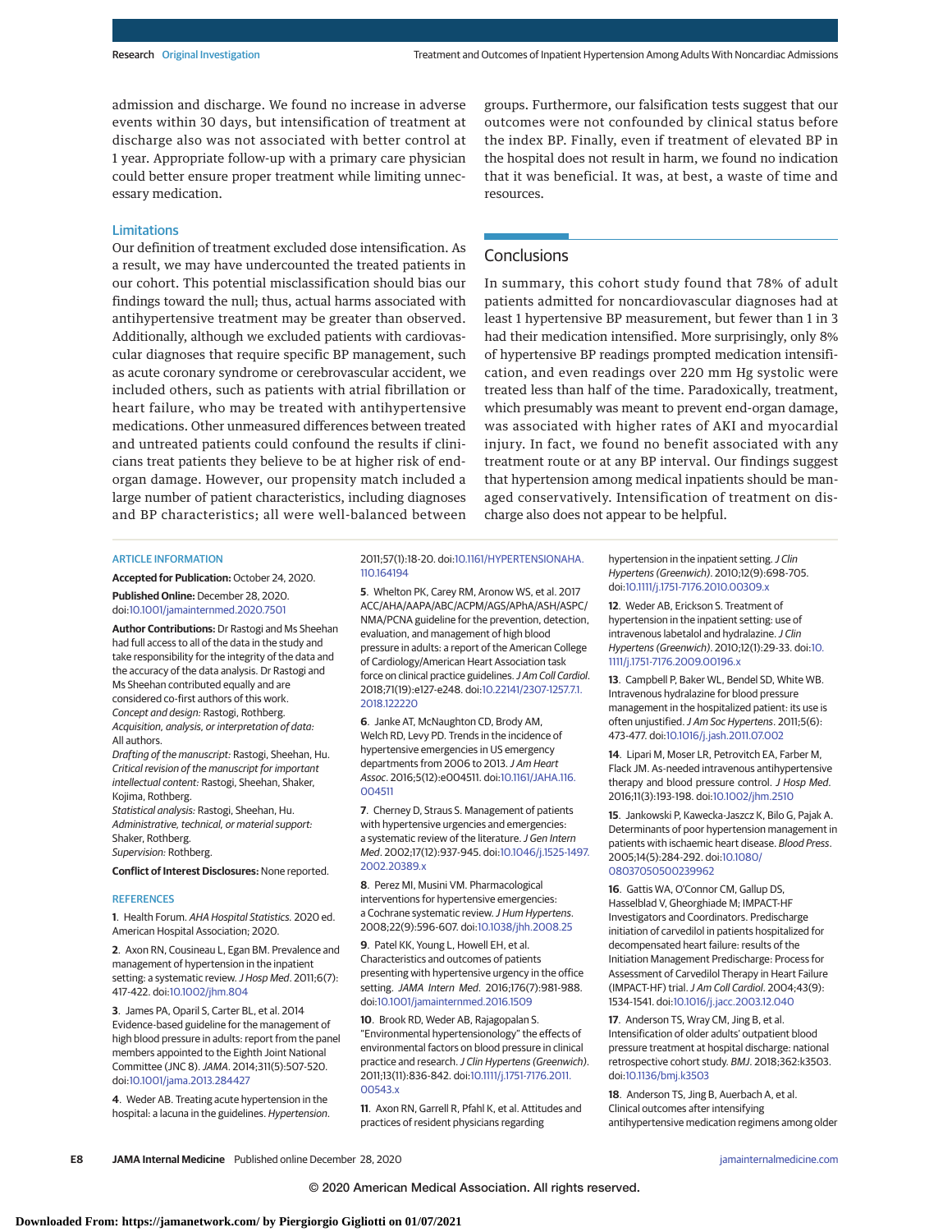admission and discharge. We found no increase in adverse events within 30 days, but intensification of treatment at discharge also was not associated with better control at 1 year. Appropriate follow-up with a primary care physician could better ensure proper treatment while limiting unnecessary medication.

### Limitations

Our definition of treatment excluded dose intensification. As a result, we may have undercounted the treated patients in our cohort. This potential misclassification should bias our findings toward the null; thus, actual harms associated with antihypertensive treatment may be greater than observed. Additionally, although we excluded patients with cardiovascular diagnoses that require specific BP management, such as acute coronary syndrome or cerebrovascular accident, we included others, such as patients with atrial fibrillation or heart failure, who may be treated with antihypertensive medications. Other unmeasured differences between treated and untreated patients could confound the results if clinicians treat patients they believe to be at higher risk of end-organ damage. However, our propensity match included a large number of patient characteristics, including diagnoses and BP characteristics; all were well-balanced between groups. Furthermore, our falsification tests suggest that our outcomes were not confounded by clinical status before the index BP. Finally, even if treatment of elevated BP in the hospital does not result in harm, we found no indication that it was beneficial. It was, at best, a waste of time and resources.

## Conclusions

In summary, this cohort study found that 78% of adult patients admitted for noncardiovascular diagnoses had at least 1 hypertensive BP measurement, but fewer than 1 in 3 had their medication intensified. More surprisingly, only 8% of hypertensive BP readings prompted medication intensification, and even readings over 220 mm Hg systolic were treated less than half of the time. Paradoxically, treatment, which presumably was meant to prevent end-organ damage, was associated with higher rates of AKI and myocardial injury. In fact, we found no benefit associated with any treatment route or at any BP interval. Our findings suggest that hypertension among medical inpatients should be managed conservatively. Intensification of treatment on discharge also does not appear to be helpful.

ARTICLE INFORMATION

**Accepted for Publication:** October 24, 2020.

**Published Online:** December 28, 2020. doi:10.1001/jamainternmed.2020.7501

**Author Contributions:** Dr Rastogi and Ms Sheehan had full access to all of the data in the study and take responsibility for the integrity of the data and the accuracy of the data analysis. Dr Rastogi and Ms Sheehan contributed equally and are considered co-first authors of this work.
*Concept and design:* Rastogi, Rothberg.
*Acquisition, analysis, or interpretation of data:* All authors.
*Drafting of the manuscript:* Rastogi, Sheehan, Hu.
*Critical revision of the manuscript for important intellectual content:* Rastogi, Sheehan, Shaker, Kojima, Rothberg.
*Statistical analysis:* Rastogi, Sheehan, Hu.
*Administrative, technical, or material support:* Shaker, Rothberg.
*Supervision:* Rothberg.

**Conflict of Interest Disclosures:** None reported.

REFERENCES

1. Health Forum. *AHA Hospital Statistics.* 2020 ed. American Hospital Association; 2020.

2. Axon RN, Cousineau L, Egan BM. Prevalence and management of hypertension in the inpatient setting: a systematic review. *J Hosp Med*. 2011;6(7):417-422. doi:10.1002/jhm.804

3. James PA, Oparil S, Carter BL, et al. 2014 Evidence-based guideline for the management of high blood pressure in adults: report from the panel members appointed to the Eighth Joint National Committee (JNC 8). *JAMA*. 2014;311(5):507-520. doi:10.1001/jama.2013.284427

4. Weder AB. Treating acute hypertension in the hospital: a lacuna in the guidelines. *Hypertension*. 2011;57(1):18-20. doi:10.1161/HYPERTENSIONAHA.110.164194

5. Whelton PK, Carey RM, Aronow WS, et al. 2017 ACC/AHA/AAPA/ABC/ACPM/AGS/APhA/ASH/ASPC/NMA/PCNA guideline for the prevention, detection, evaluation, and management of high blood pressure in adults: a report of the American College of Cardiology/American Heart Association task force on clinical practice guidelines. *J Am Coll Cardiol*. 2018;71(19):e127-e248. doi:10.22141/2307-1257.7.1.2018.122220

6. Janke AT, McNaughton CD, Brody AM, Welch RD, Levy PD. Trends in the incidence of hypertensive emergencies in US emergency departments from 2006 to 2013. *J Am Heart Assoc*. 2016;5(12):e004511. doi:10.1161/JAHA.116.004511

7. Cherney D, Straus S. Management of patients with hypertensive urgencies and emergencies: a systematic review of the literature. *J Gen Intern Med*. 2002;17(12):937-945. doi:10.1046/j.1525-1497.2002.20389.x

8. Perez MI, Musini VM. Pharmacological interventions for hypertensive emergencies: a Cochrane systematic review. *J Hum Hypertens*. 2008;22(9):596-607. doi:10.1038/jhh.2008.25

9. Patel KK, Young L, Howell EH, et al. Characteristics and outcomes of patients presenting with hypertensive urgency in the office setting. *JAMA Intern Med*. 2016;176(7):981-988. doi:10.1001/jamainternmed.2016.1509

10. Brook RD, Weder AB, Rajagopalan S. "Environmental hypertensionology" the effects of environmental factors on blood pressure in clinical practice and research. *J Clin Hypertens (Greenwich)*. 2011;13(11):836-842. doi:10.1111/j.1751-7176.2011.00543.x

11. Axon RN, Garrell R, Pfahl K, et al. Attitudes and practices of resident physicians regarding hypertension in the inpatient setting. *J Clin Hypertens (Greenwich)*. 2010;12(9):698-705. doi:10.1111/j.1751-7176.2010.00309.x

12. Weder AB, Erickson S. Treatment of hypertension in the inpatient setting: use of intravenous labetalol and hydralazine. *J Clin Hypertens (Greenwich)*. 2010;12(1):29-33. doi:10.1111/j.1751-7176.2009.00196.x

13. Campbell P, Baker WL, Bendel SD, White WB. Intravenous hydralazine for blood pressure management in the hospitalized patient: its use is often unjustified. *J Am Soc Hypertens*. 2011;5(6):473-477. doi:10.1016/j.jash.2011.07.002

14. Lipari M, Moser LR, Petrovitch EA, Farber M, Flack JM. As-needed intravenous antihypertensive therapy and blood pressure control. *J Hosp Med*. 2016;11(3):193-198. doi:10.1002/jhm.2510

15. Jankowski P, Kawecka-Jaszcz K, Bilo G, Pajak A. Determinants of poor hypertension management in patients with ischaemic heart disease. *Blood Press*. 2005;14(5):284-292. doi:10.1080/08037050500239962

16. Gattis WA, O'Connor CM, Gallup DS, Hasselblad V, Gheorghiade M; IMPACT-HF Investigators and Coordinators. Predischarge initiation of carvedilol in patients hospitalized for decompensated heart failure: results of the Initiation Management Predischarge: Process for Assessment of Carvedilol Therapy in Heart Failure (IMPACT-HF) trial. *J Am Coll Cardiol*. 2004;43(9):1534-1541. doi:10.1016/j.jacc.2003.12.040

17. Anderson TS, Wray CM, Jing B, et al. Intensification of older adults' outpatient blood pressure treatment at hospital discharge: national retrospective cohort study. *BMJ*. 2018;362:k3503. doi:10.1136/bmj.k3503

18. Anderson TS, Jing B, Auerbach A, et al. Clinical outcomes after intensifying antihypertensive medication regimens among older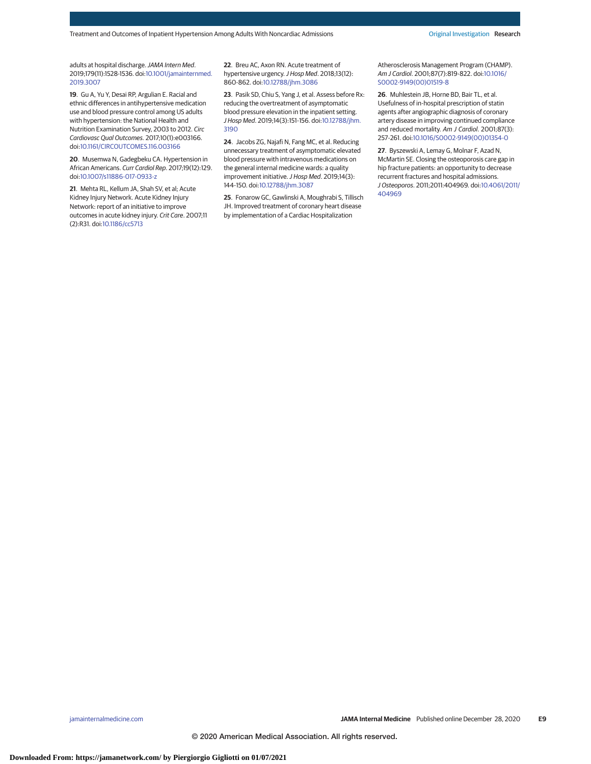adults at hospital discharge. *JAMA Intern Med*. 2019;179(11):1528-1536. doi:10.1001/jamainternmed.2019.3007

19. Gu A, Yu Y, Desai RP, Argulian E. Racial and ethnic differences in antihypertensive medication use and blood pressure control among US adults with hypertension: the National Health and Nutrition Examination Survey, 2003 to 2012. *Circ Cardiovasc Qual Outcomes*. 2017;10(1):e003166. doi:10.1161/CIRCOUTCOMES.116.003166

20. Musemwa N, Gadegbeku CA. Hypertension in African Americans. *Curr Cardiol Rep*. 2017;19(12):129. doi:10.1007/s11886-017-0933-z

21. Mehta RL, Kellum JA, Shah SV, et al; Acute Kidney Injury Network. Acute Kidney Injury Network: report of an initiative to improve outcomes in acute kidney injury. *Crit Care*. 2007;11(2):R31. doi:10.1186/cc5713

22. Breu AC, Axon RN. Acute treatment of hypertensive urgency. *J Hosp Med*. 2018;13(12):860-862. doi:10.12788/jhm.3086

23. Pasik SD, Chiu S, Yang J, et al. Assess before Rx: reducing the overtreatment of asymptomatic blood pressure elevation in the inpatient setting. *J Hosp Med*. 2019;14(3):151-156. doi:10.12788/jhm.3190

24. Jacobs ZG, Najafi N, Fang MC, et al. Reducing unnecessary treatment of asymptomatic elevated blood pressure with intravenous medications on the general internal medicine wards: a quality improvement initiative. *J Hosp Med*. 2019;14(3):144-150. doi:10.12788/jhm.3087

25. Fonarow GC, Gawlinski A, Moughrabi S, Tillisch JH. Improved treatment of coronary heart disease by implementation of a Cardiac Hospitalization Atherosclerosis Management Program (CHAMP). *Am J Cardiol*. 2001;87(7):819-822. doi:10.1016/S0002-9149(00)01519-8

26. Muhlestein JB, Horne BD, Bair TL, et al. Usefulness of in-hospital prescription of statin agents after angiographic diagnosis of coronary artery disease in improving continued compliance and reduced mortality. *Am J Cardiol*. 2001;87(3):257-261. doi:10.1016/S0002-9149(00)01354-0

27. Byszewski A, Lemay G, Molnar F, Azad N, McMartin SE. Closing the osteoporosis care gap in hip fracture patients: an opportunity to decrease recurrent fractures and hospital admissions. *J Osteoporos*. 2011;2011:404969. doi:10.4061/2011/404969